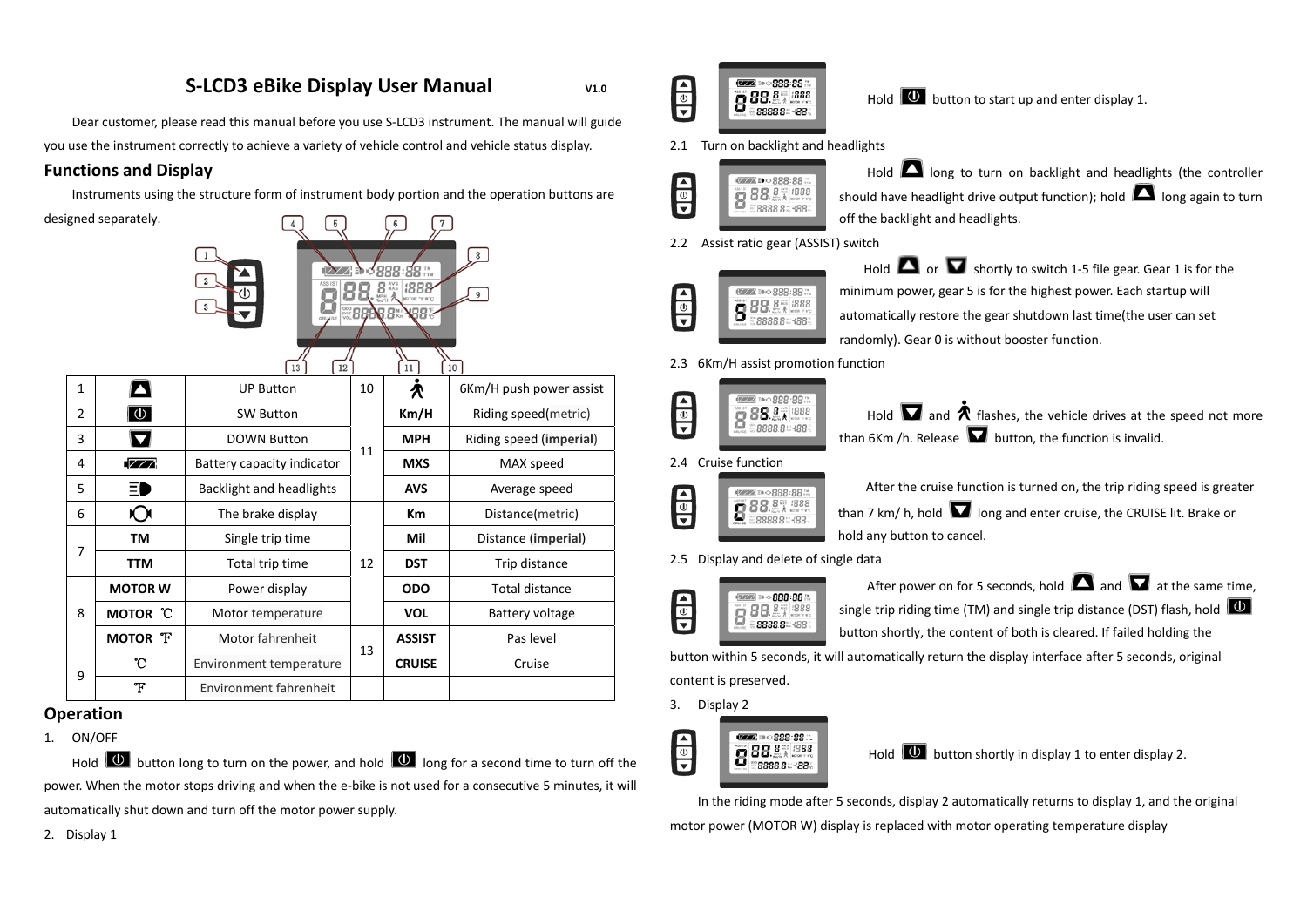# S-LCD3 eBike Display User Manual

V1.0

Dear customer, please read this manual before you use S-LCD3 instrument. The manual will guide you use the instrument correctly to achieve a variety of vehicle control and vehicle status display.

## Functions and Display

Instruments using the structure form of instrument body portion and the operation buttons are designed separately.

| 1 | ▲ | UP Button | 10 | 🚶 | 6Km/H push power assist |
|---|---|---|---|---|---|
| 2 | ⏻ | SW Button | 11 | **Km/H** | Riding speed(metric) |
| 3 | ▼ | DOWN Button | | **MPH** | Riding speed (**imperial**) |
| 4 | ▮▱▱▱ | Battery capacity indicator | | **MXS** | MAX speed |
| 5 | ☰D | Backlight and headlights | | **AVS** | Average speed |
| 6 | (O) | The brake display | 12 | **Km** | Distance(metric) |
| 7 | **TM** | Single trip time | | **Mil** | Distance (**imperial**) |
| | **TTM** | Total trip time | | **DST** | Trip distance |
| 8 | **MOTOR W** | Power display | | **ODO** | Total distance |
| | **MOTOR ℃** | Motor temperature | | **VOL** | Battery voltage |
| | **MOTOR ℉** | Motor fahrenheit | 13 | **ASSIST** | Pas level |
| 9 | ℃ | Environment temperature | | **CRUISE** | Cruise |
| | ℉ | Environment fahrenheit | | | |

## Operation

1. ON/OFF

Hold ⏻ button long to turn on the power, and hold ⏻ long for a second time to turn off the power. When the motor stops driving and when the e-bike is not used for a consecutive 5 minutes, it will automatically shut down and turn off the motor power supply.

2. Display 1

Hold ⏻ button to start up and enter display 1.

2.1 Turn on backlight and headlights

Hold ▲ long to turn on backlight and headlights (the controller should have headlight drive output function); hold ▲ long again to turn off the backlight and headlights.

2.2 Assist ratio gear (ASSIST) switch

Hold ▲ or ▼ shortly to switch 1-5 file gear. Gear 1 is for the minimum power, gear 5 is for the highest power. Each startup will automatically restore the gear shutdown last time(the user can set randomly). Gear 0 is without booster function.

2.3 6Km/H assist promotion function

Hold ▼ and 🚶 flashes, the vehicle drives at the speed not more than 6Km /h. Release ▼ button, the function is invalid.

2.4 Cruise function

After the cruise function is turned on, the trip riding speed is greater than 7 km/ h, hold ▼ long and enter cruise, the CRUISE lit. Brake or hold any button to cancel.

2.5 Display and delete of single data

After power on for 5 seconds, hold ▲ and ▼ at the same time, single trip riding time (TM) and single trip distance (DST) flash, hold ⏻ button shortly, the content of both is cleared. If failed holding the button within 5 seconds, it will automatically return the display interface after 5 seconds, original content is preserved.

3. Display 2

Hold ⏻ button shortly in display 1 to enter display 2.

In the riding mode after 5 seconds, display 2 automatically returns to display 1, and the original motor power (MOTOR W) display is replaced with motor operating temperature display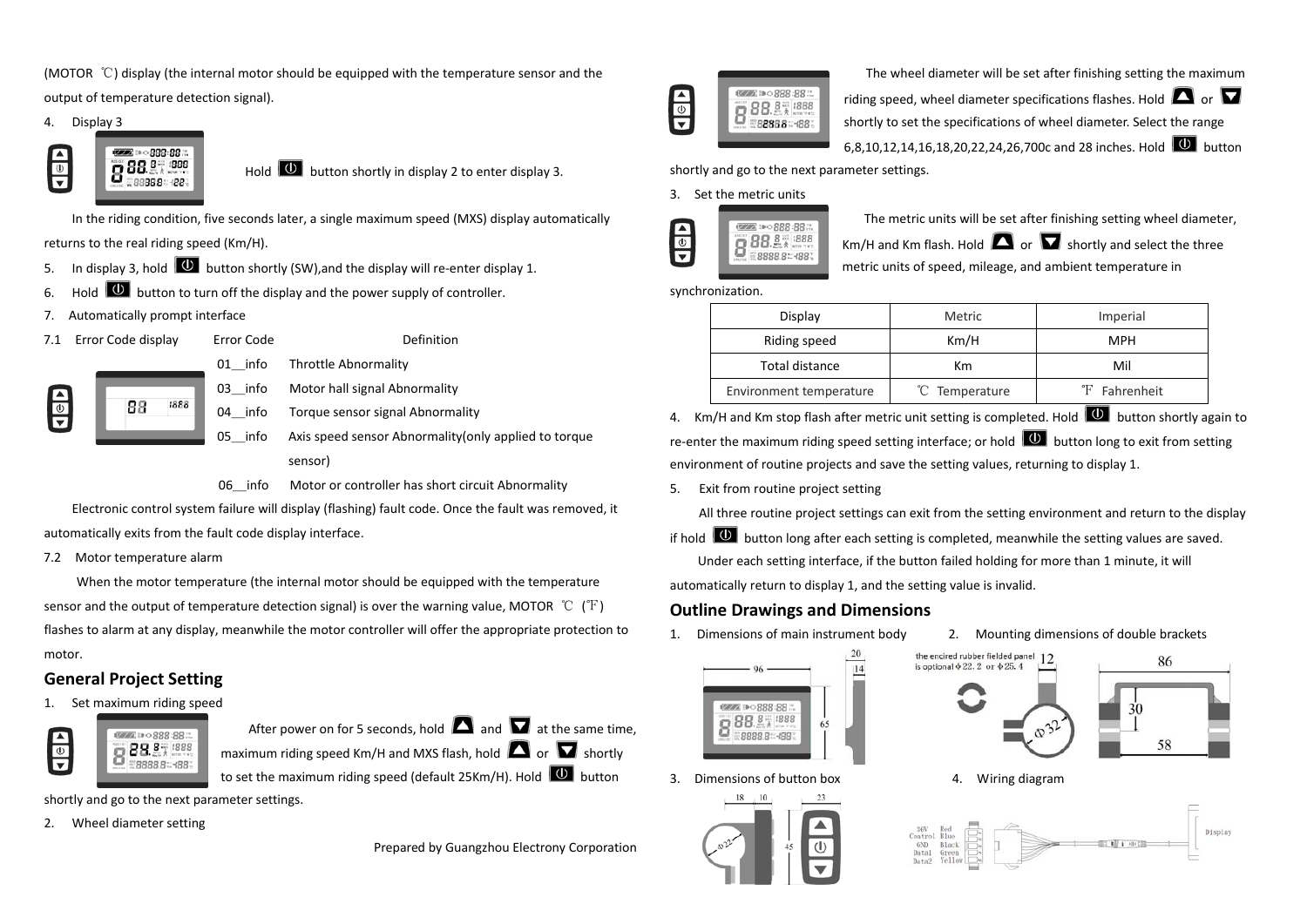(MOTOR ℃) display (the internal motor should be equipped with the temperature sensor and the output of temperature detection signal).

4. Display 3

Hold button shortly in display 2 to enter display 3.

In the riding condition, five seconds later, a single maximum speed (MXS) display automatically returns to the real riding speed (Km/H).

5. In display 3, hold button shortly (SW),and the display will re-enter display 1.

6. Hold button to turn off the display and the power supply of controller.

7. Automatically prompt interface

7.1 Error Code display

| Error Code | Definition |
|---|---|
| 01__info | Throttle Abnormality |
| 03__info | Motor hall signal Abnormality |
| 04__info | Torque sensor signal Abnormality |
| 05__info | Axis speed sensor Abnormality(only applied to torque sensor) |
| 06__info | Motor or controller has short circuit Abnormality |

Electronic control system failure will display (flashing) fault code. Once the fault was removed, it automatically exits from the fault code display interface.

7.2 Motor temperature alarm

When the motor temperature (the internal motor should be equipped with the temperature sensor and the output of temperature detection signal) is over the warning value, MOTOR ℃ (℉) flashes to alarm at any display, meanwhile the motor controller will offer the appropriate protection to motor.

## General Project Setting

1. Set maximum riding speed

After power on for 5 seconds, hold and at the same time, maximum riding speed Km/H and MXS flash, hold or shortly to set the maximum riding speed (default 25Km/H). Hold button shortly and go to the next parameter settings.

2. Wheel diameter setting

The wheel diameter will be set after finishing setting the maximum riding speed, wheel diameter specifications flashes. Hold or shortly to set the specifications of wheel diameter. Select the range 6,8,10,12,14,16,18,20,22,24,26,700c and 28 inches. Hold button shortly and go to the next parameter settings.

3. Set the metric units

The metric units will be set after finishing setting wheel diameter, Km/H and Km flash. Hold or shortly and select the three metric units of speed, mileage, and ambient temperature in synchronization.

| Display | Metric | Imperial |
|---|---|---|
| Riding speed | Km/H | MPH |
| Total distance | Km | Mil |
| Environment temperature | ℃ Temperature | ℉ Fahrenheit |

4. Km/H and Km stop flash after metric unit setting is completed. Hold button shortly again to re-enter the maximum riding speed setting interface; or hold button long to exit from setting environment of routine projects and save the setting values, returning to display 1.

5. Exit from routine project setting

All three routine project settings can exit from the setting environment and return to the display if hold button long after each setting is completed, meanwhile the setting values are saved.

Under each setting interface, if the button failed holding for more than 1 minute, it will automatically return to display 1, and the setting value is invalid.

## Outline Drawings and Dimensions

1. Dimensions of main instrument body

96
20
14
65

2. Mounting dimensions of double brackets

the encired rubber fielded panel is optional Φ22.2 or Φ25.4
12
Φ32
86
30
58

3. Dimensions of button box

18
10
23
Φ22
45

4. Wiring diagram

36V Red
Control Blue
GND Black
Data1 Green
Data2 Yellow
Display

Prepared by Guangzhou Electrony Corporation